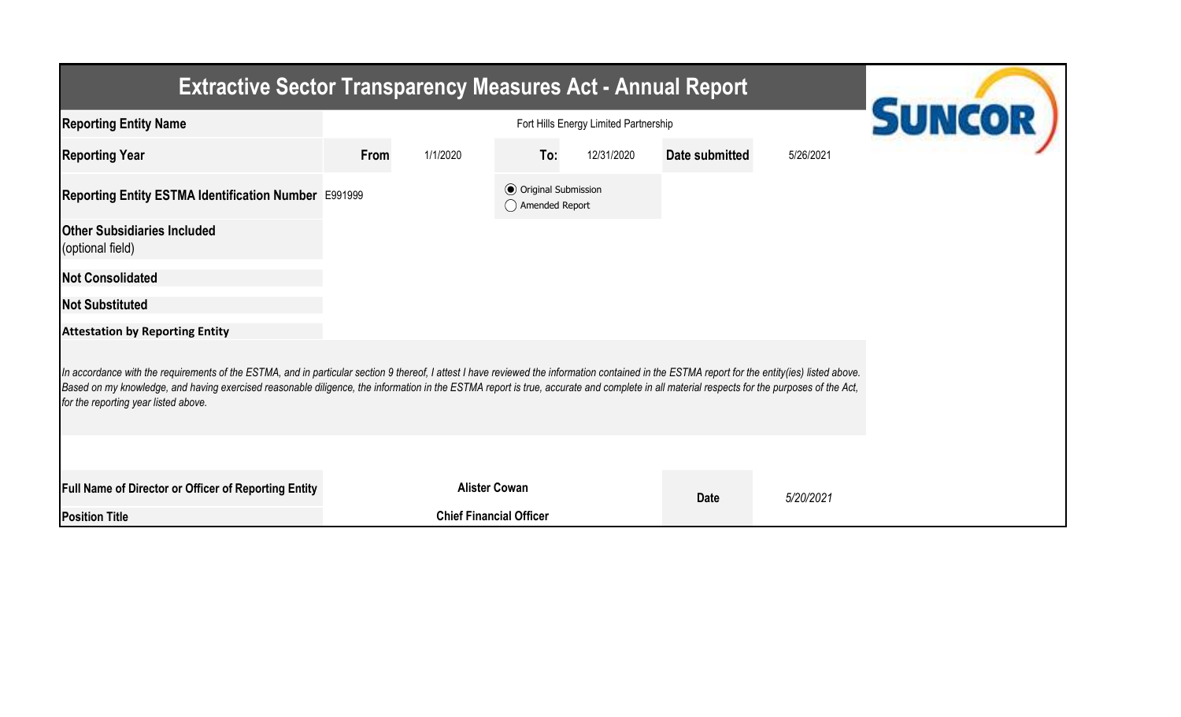# Extractive Sector Transparency Measures Act - Annual Report

SUNCOR

| | | | | | | |
|---|---|---|---|---|---|---|
| **Reporting Entity Name** | Fort Hills Energy Limited Partnership | | | | | |
| **Reporting Year** | **From** | 1/1/2020 | **To:** | 12/31/2020 | **Date submitted** | 5/26/2021 |
| **Reporting Entity ESTMA Identification Number** | E991999 | | ◉ Original Submission ◯ Amended Report | | | |
| **Other Subsidiaries Included** (optional field) | | | | | | |
| **Not Consolidated** | | | | | | |
| **Not Substituted** | | | | | | |

**Attestation by Reporting Entity**

*In accordance with the requirements of the ESTMA, and in particular section 9 thereof, I attest I have reviewed the information contained in the ESTMA report for the entity(ies) listed above. Based on my knowledge, and having exercised reasonable diligence, the information in the ESTMA report is true, accurate and complete in all material respects for the purposes of the Act, for the reporting year listed above.*

| | | | |
|---|---|---|---|
| **Full Name of Director or Officer of Reporting Entity** | **Alister Cowan** | **Date** | *5/20/2021* |
| **Position Title** | **Chief Financial Officer** | | |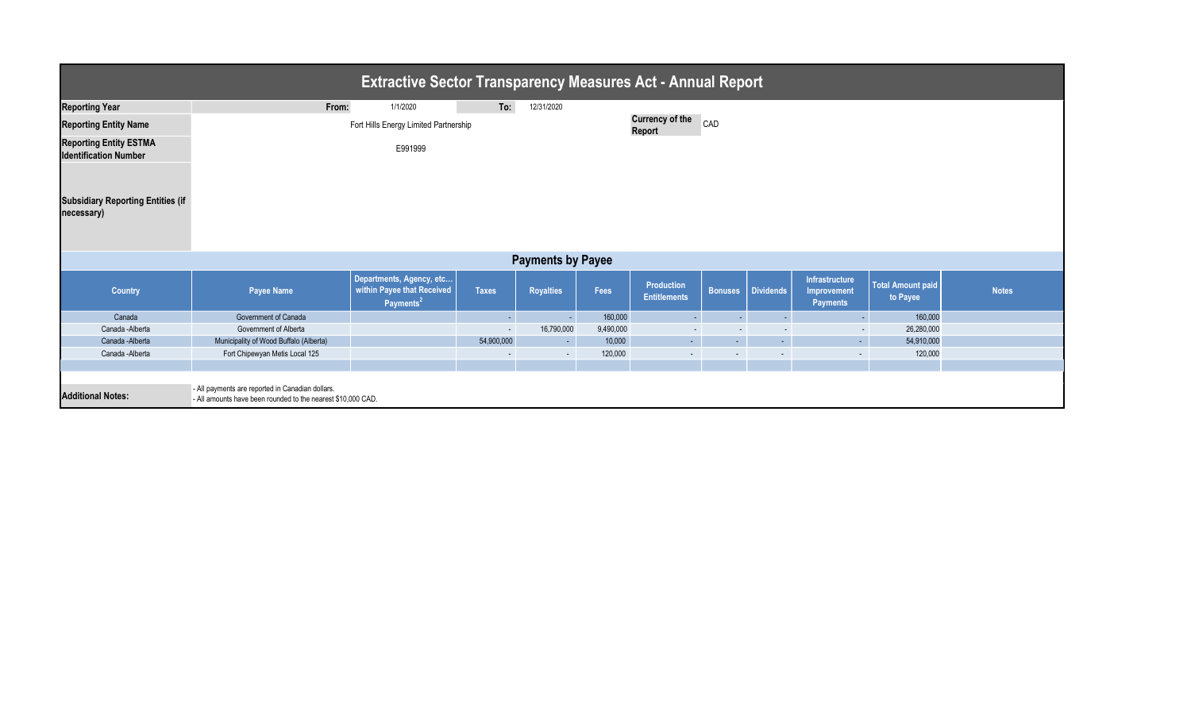# Extractive Sector Transparency Measures Act - Annual Report

| | | | | |
|---|---|---|---|---|
| **Reporting Year** | From: | 1/1/2020 | To: | 12/31/2020 |
| **Reporting Entity Name** | Fort Hills Energy Limited Partnership | | **Currency of the Report** | CAD |
| **Reporting Entity ESTMA Identification Number** | E991999 | | | |
| **Subsidiary Reporting Entities (if necessary)** | | | | |

## Payments by Payee

| Country | Payee Name | Departments, Agency, etc... within Payee that Received Payments[2] | Taxes | Royalties | Fees | Production Entitlements | Bonuses | Dividends | Infrastructure Improvement Payments | Total Amount paid to Payee | Notes |
|---|---|---|---|---|---|---|---|---|---|---|---|
| Canada | Government of Canada | | - | - | 160,000 | - | - | - | - | 160,000 | |
| Canada -Alberta | Government of Alberta | | - | 16,790,000 | 9,490,000 | - | - | - | - | 26,280,000 | |
| Canada -Alberta | Municipality of Wood Buffalo (Alberta) | | 54,900,000 | - | 10,000 | - | - | - | - | 54,910,000 | |
| Canada -Alberta | Fort Chipewyan Metis Local 125 | | - | - | 120,000 | - | - | - | - | 120,000 | |

**Additional Notes:**

- All payments are reported in Canadian dollars.
- All amounts have been rounded to the nearest $10,000 CAD.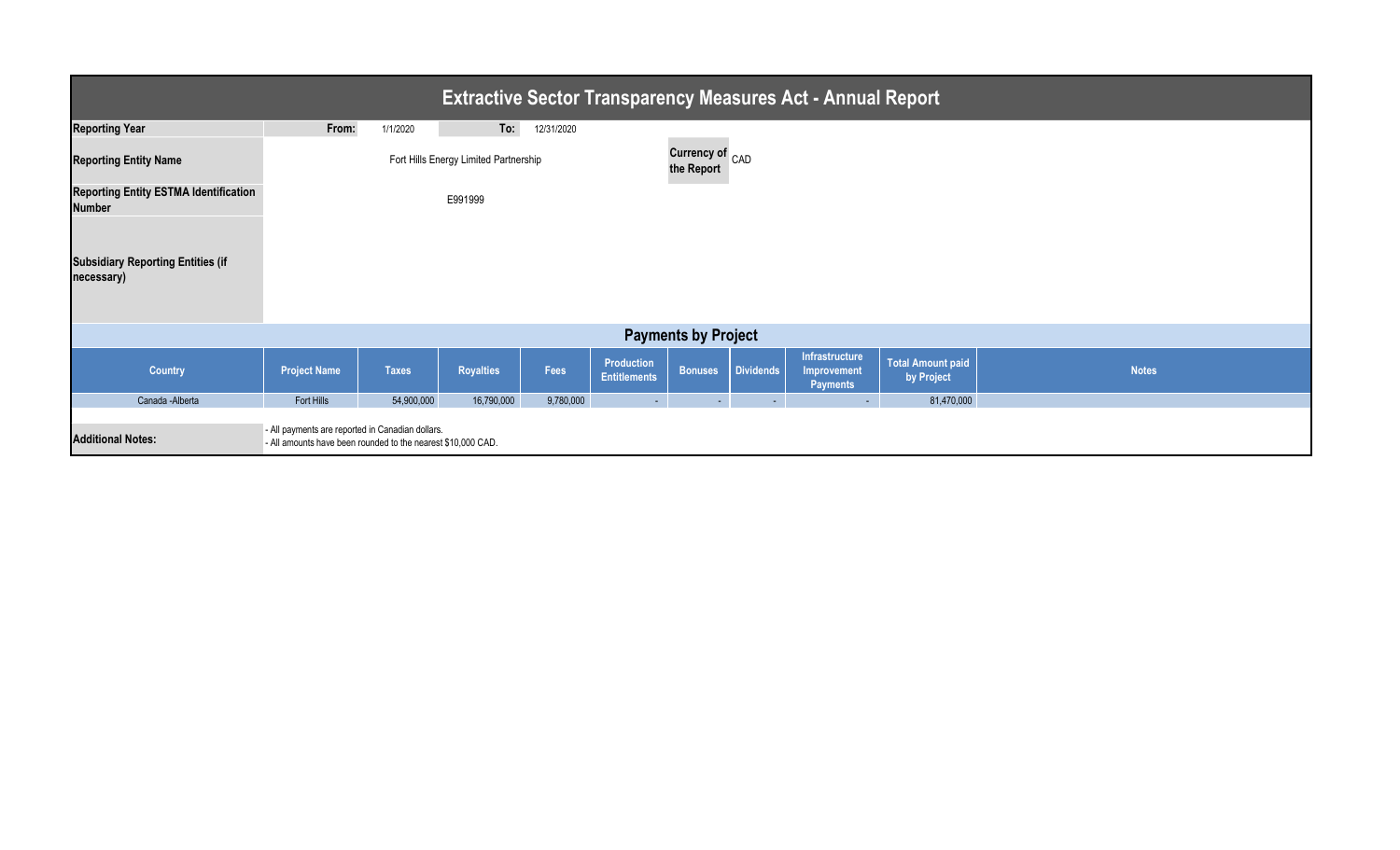# Extractive Sector Transparency Measures Act - Annual Report

| | | | |
|---|---|---|---|
| **Reporting Year** | From: 1/1/2020 | To: 12/31/2020 | |
| **Reporting Entity Name** | Fort Hills Energy Limited Partnership | **Currency of the Report** | CAD |
| **Reporting Entity ESTMA Identification Number** | E991999 | | |
| **Subsidiary Reporting Entities (if necessary)** | | | |

## Payments by Project

| Country | Project Name | Taxes | Royalties | Fees | Production Entitlements | Bonuses | Dividends | Infrastructure Improvement Payments | Total Amount paid by Project | Notes |
|---|---|---|---|---|---|---|---|---|---|---|
| Canada -Alberta | Fort Hills | 54,900,000 | 16,790,000 | 9,780,000 | - | - | - | - | 81,470,000 | |

**Additional Notes:**

- All payments are reported in Canadian dollars.
- All amounts have been rounded to the nearest $10,000 CAD.